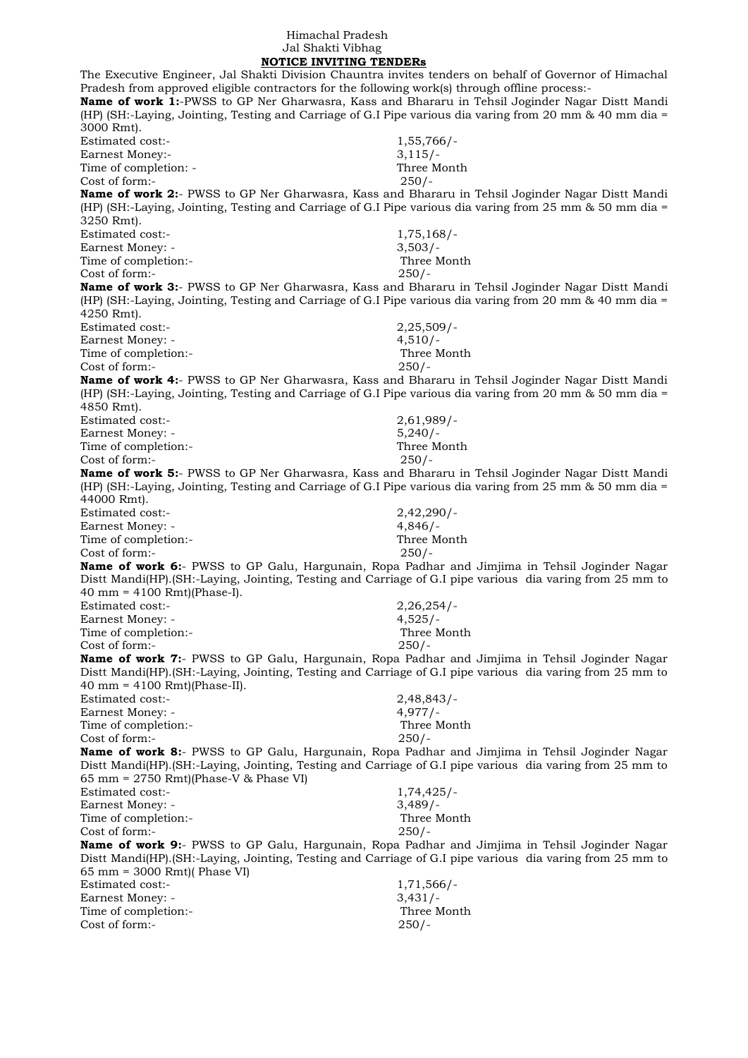Himachal Pradesh
Jal Shakti Vibhag

## NOTICE INVITING TENDERs

The Executive Engineer, Jal Shakti Division Chauntra invites tenders on behalf of Governor of Himachal Pradesh from approved eligible contractors for the following work(s) through offline process:-

**Name of work 1:**-PWSS to GP Ner Gharwasra, Kass and Bhararu in Tehsil Joginder Nagar Distt Mandi (HP) (SH:-Laying, Jointing, Testing and Carriage of G.I Pipe various dia varing from 20 mm & 40 mm dia = 3000 Rmt).

Estimated cost:- 1,55,766/-
Earnest Money:- 3,115/-
Time of completion: - Three Month
Cost of form:- 250/-

**Name of work 2:**- PWSS to GP Ner Gharwasra, Kass and Bhararu in Tehsil Joginder Nagar Distt Mandi (HP) (SH:-Laying, Jointing, Testing and Carriage of G.I Pipe various dia varing from 25 mm & 50 mm dia = 3250 Rmt).

Estimated cost:- 1,75,168/-
Earnest Money: - 3,503/-
Time of completion:- Three Month
Cost of form:- 250/-

**Name of work 3:**- PWSS to GP Ner Gharwasra, Kass and Bhararu in Tehsil Joginder Nagar Distt Mandi (HP) (SH:-Laying, Jointing, Testing and Carriage of G.I Pipe various dia varing from 20 mm & 40 mm dia = 4250 Rmt).

Estimated cost:- 2,25,509/-
Earnest Money: - 4,510/-
Time of completion:- Three Month
Cost of form:- 250/-

**Name of work 4:**- PWSS to GP Ner Gharwasra, Kass and Bhararu in Tehsil Joginder Nagar Distt Mandi (HP) (SH:-Laying, Jointing, Testing and Carriage of G.I Pipe various dia varing from 20 mm & 50 mm dia = 4850 Rmt).

Estimated cost:- 2,61,989/-
Earnest Money: - 5,240/-
Time of completion:- Three Month
Cost of form:- 250/-

**Name of work 5:**- PWSS to GP Ner Gharwasra, Kass and Bhararu in Tehsil Joginder Nagar Distt Mandi (HP) (SH:-Laying, Jointing, Testing and Carriage of G.I Pipe various dia varing from 25 mm & 50 mm dia = 44000 Rmt).

Estimated cost:- 2,42,290/-
Earnest Money: - 4,846/-
Time of completion:- Three Month
Cost of form:- 250/-

**Name of work 6:**- PWSS to GP Galu, Hargunain, Ropa Padhar and Jimjima in Tehsil Joginder Nagar Distt Mandi(HP).(SH:-Laying, Jointing, Testing and Carriage of G.I pipe various dia varing from 25 mm to 40 mm = 4100 Rmt)(Phase-I).

Estimated cost:- 2,26,254/-
Earnest Money: - 4,525/-
Time of completion:- Three Month
Cost of form:- 250/-

**Name of work 7:**- PWSS to GP Galu, Hargunain, Ropa Padhar and Jimjima in Tehsil Joginder Nagar Distt Mandi(HP).(SH:-Laying, Jointing, Testing and Carriage of G.I pipe various dia varing from 25 mm to 40 mm = 4100 Rmt)(Phase-II).

Estimated cost:- 2,48,843/-
Earnest Money: - 4,977/-
Time of completion:- Three Month
Cost of form:- 250/-

**Name of work 8:**- PWSS to GP Galu, Hargunain, Ropa Padhar and Jimjima in Tehsil Joginder Nagar Distt Mandi(HP).(SH:-Laying, Jointing, Testing and Carriage of G.I pipe various dia varing from 25 mm to 65 mm = 2750 Rmt)(Phase-V & Phase VI)

Estimated cost:- 1,74,425/-
Earnest Money: - 3,489/-
Time of completion:- Three Month
Cost of form:- 250/-

**Name of work 9:**- PWSS to GP Galu, Hargunain, Ropa Padhar and Jimjima in Tehsil Joginder Nagar Distt Mandi(HP).(SH:-Laying, Jointing, Testing and Carriage of G.I pipe various dia varing from 25 mm to 65 mm = 3000 Rmt)( Phase VI)

Estimated cost:- 1,71,566/-
Earnest Money: - 3,431/-
Time of completion:- Three Month
Cost of form:- 250/-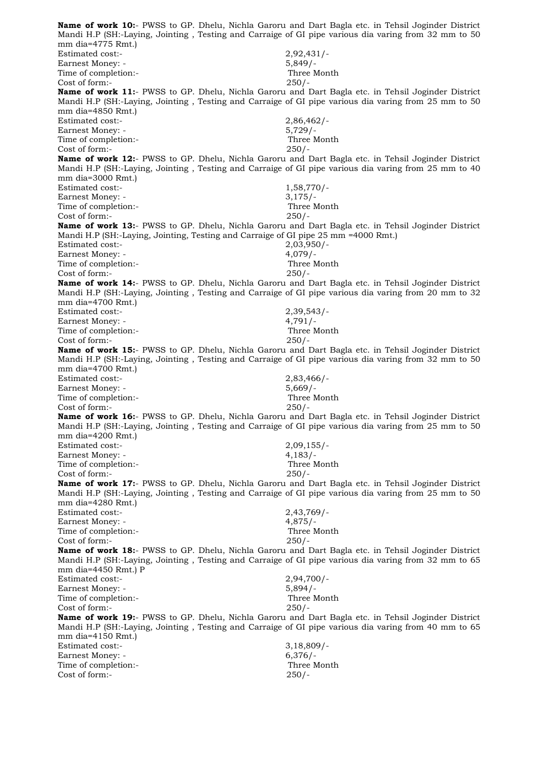**Name of work 10:**- PWSS to GP. Dhelu, Nichla Garoru and Dart Bagla etc. in Tehsil Joginder District Mandi H.P (SH:-Laying, Jointing , Testing and Carraige of GI pipe various dia varing from 32 mm to 50 mm dia=4775 Rmt.)

Estimated cost:- 2,92,431/-
Earnest Money: - 5,849/-
Time of completion:- Three Month
Cost of form:- 250/-

**Name of work 11:**- PWSS to GP. Dhelu, Nichla Garoru and Dart Bagla etc. in Tehsil Joginder District Mandi H.P (SH:-Laying, Jointing , Testing and Carraige of GI pipe various dia varing from 25 mm to 50 mm dia=4850 Rmt.)

Estimated cost:- 2,86,462/-
Earnest Money: - 5,729/-
Time of completion:- Three Month
Cost of form:- 250/-

**Name of work 12:**- PWSS to GP. Dhelu, Nichla Garoru and Dart Bagla etc. in Tehsil Joginder District Mandi H.P (SH:-Laying, Jointing , Testing and Carraige of GI pipe various dia varing from 25 mm to 40 mm dia=3000 Rmt.)

Estimated cost:- 1,58,770/-
Earnest Money: - 3,175/-
Time of completion:- Three Month
Cost of form:- 250/-

**Name of work 13:**- PWSS to GP. Dhelu, Nichla Garoru and Dart Bagla etc. in Tehsil Joginder District Mandi H.P (SH:-Laying, Jointing, Testing and Carraige of GI pipe 25 mm =4000 Rmt.)

Estimated cost:- 2,03,950/-
Earnest Money: - 4,079/-
Time of completion:- Three Month
Cost of form:- 250/-

**Name of work 14:**- PWSS to GP. Dhelu, Nichla Garoru and Dart Bagla etc. in Tehsil Joginder District Mandi H.P (SH:-Laying, Jointing , Testing and Carraige of GI pipe various dia varing from 20 mm to 32 mm dia=4700 Rmt.)

Estimated cost:- 2,39,543/-
Earnest Money: - 4,791/-
Time of completion:- Three Month
Cost of form:- 250/-

**Name of work 15:**- PWSS to GP. Dhelu, Nichla Garoru and Dart Bagla etc. in Tehsil Joginder District Mandi H.P (SH:-Laying, Jointing , Testing and Carraige of GI pipe various dia varing from 32 mm to 50 mm dia=4700 Rmt.)

Estimated cost:- 2,83,466/-
Earnest Money: - 5,669/-
Time of completion:- Three Month
Cost of form:- 250/-

**Name of work 16:**- PWSS to GP. Dhelu, Nichla Garoru and Dart Bagla etc. in Tehsil Joginder District Mandi H.P (SH:-Laying, Jointing , Testing and Carraige of GI pipe various dia varing from 25 mm to 50 mm dia=4200 Rmt.)

Estimated cost:- 2,09,155/-
Earnest Money: - 4,183/-
Time of completion:- Three Month
Cost of form:- 250/-

**Name of work 17:**- PWSS to GP. Dhelu, Nichla Garoru and Dart Bagla etc. in Tehsil Joginder District Mandi H.P (SH:-Laying, Jointing , Testing and Carraige of GI pipe various dia varing from 25 mm to 50 mm dia=4280 Rmt.)

Estimated cost:- 2,43,769/-
Earnest Money: - 4,875/-
Time of completion:- Three Month
Cost of form:- 250/-

**Name of work 18:**- PWSS to GP. Dhelu, Nichla Garoru and Dart Bagla etc. in Tehsil Joginder District Mandi H.P (SH:-Laying, Jointing , Testing and Carraige of GI pipe various dia varing from 32 mm to 65 mm dia=4450 Rmt.) P

Estimated cost:- 2,94,700/-
Earnest Money: - 5,894/-
Time of completion:- Three Month
Cost of form:- 250/-

**Name of work 19:**- PWSS to GP. Dhelu, Nichla Garoru and Dart Bagla etc. in Tehsil Joginder District Mandi H.P (SH:-Laying, Jointing , Testing and Carraige of GI pipe various dia varing from 40 mm to 65 mm dia=4150 Rmt.)

Estimated cost:- 3,18,809/-
Earnest Money: - 6,376/-
Time of completion:- Three Month
Cost of form:- 250/-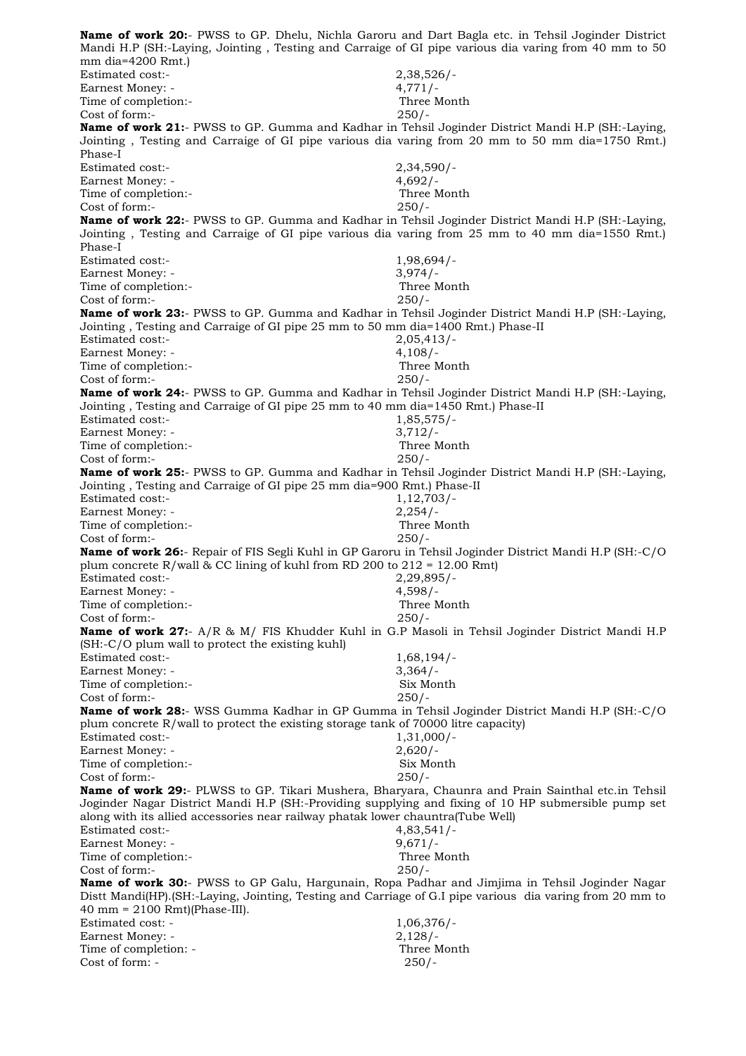**Name of work 20:**- PWSS to GP. Dhelu, Nichla Garoru and Dart Bagla etc. in Tehsil Joginder District Mandi H.P (SH:-Laying, Jointing , Testing and Carraige of GI pipe various dia varing from 40 mm to 50 mm dia=4200 Rmt.)

Estimated cost:- 2,38,526/-
Earnest Money: - 4,771/-
Time of completion:- Three Month
Cost of form:- 250/-

**Name of work 21:**- PWSS to GP. Gumma and Kadhar in Tehsil Joginder District Mandi H.P (SH:-Laying, Jointing , Testing and Carraige of GI pipe various dia varing from 20 mm to 50 mm dia=1750 Rmt.) Phase-I

Estimated cost:- 2,34,590/-
Earnest Money: - 4,692/-
Time of completion:- Three Month
Cost of form:- 250/-

**Name of work 22:**- PWSS to GP. Gumma and Kadhar in Tehsil Joginder District Mandi H.P (SH:-Laying, Jointing , Testing and Carraige of GI pipe various dia varing from 25 mm to 40 mm dia=1550 Rmt.) Phase-I

Estimated cost:- 1,98,694/-
Earnest Money: - 3,974/-
Time of completion:- Three Month
Cost of form:- 250/-

**Name of work 23:**- PWSS to GP. Gumma and Kadhar in Tehsil Joginder District Mandi H.P (SH:-Laying, Jointing , Testing and Carraige of GI pipe 25 mm to 50 mm dia=1400 Rmt.) Phase-II

Estimated cost:- 2,05,413/-
Earnest Money: - 4,108/-
Time of completion:- Three Month
Cost of form:- 250/-

**Name of work 24:**- PWSS to GP. Gumma and Kadhar in Tehsil Joginder District Mandi H.P (SH:-Laying, Jointing , Testing and Carraige of GI pipe 25 mm to 40 mm dia=1450 Rmt.) Phase-II

Estimated cost:- 1,85,575/-
Earnest Money: - 3,712/-
Time of completion:- Three Month
Cost of form:- 250/-

**Name of work 25:**- PWSS to GP. Gumma and Kadhar in Tehsil Joginder District Mandi H.P (SH:-Laying, Jointing , Testing and Carraige of GI pipe 25 mm dia=900 Rmt.) Phase-II

Estimated cost:- 1,12,703/-
Earnest Money: - 2,254/-
Time of completion:- Three Month
Cost of form:- 250/-

**Name of work 26:**- Repair of FIS Segli Kuhl in GP Garoru in Tehsil Joginder District Mandi H.P (SH:-C/O plum concrete R/wall & CC lining of kuhl from RD 200 to 212 = 12.00 Rmt)

Estimated cost:- 2,29,895/-
Earnest Money: - 4,598/-
Time of completion:- Three Month
Cost of form:- 250/-

**Name of work 27:**- A/R & M/ FIS Khudder Kuhl in G.P Masoli in Tehsil Joginder District Mandi H.P (SH:-C/O plum wall to protect the existing kuhl)

Estimated cost:- 1,68,194/-
Earnest Money: - 3,364/-
Time of completion:- Six Month
Cost of form:- 250/-

**Name of work 28:**- WSS Gumma Kadhar in GP Gumma in Tehsil Joginder District Mandi H.P (SH:-C/O plum concrete R/wall to protect the existing storage tank of 70000 litre capacity)

Estimated cost:- 1,31,000/-
Earnest Money: - 2,620/-
Time of completion:- Six Month
Cost of form:- 250/-

**Name of work 29:**- PLWSS to GP. Tikari Mushera, Bharyara, Chaunra and Prain Sainthal etc.in Tehsil Joginder Nagar District Mandi H.P (SH:-Providing supplying and fixing of 10 HP submersible pump set along with its allied accessories near railway phatak lower chauntra(Tube Well)

Estimated cost:- 4,83,541/-
Earnest Money: - 9,671/-
Time of completion:- Three Month
Cost of form:- 250/-

**Name of work 30:**- PWSS to GP Galu, Hargunain, Ropa Padhar and Jimjima in Tehsil Joginder Nagar Distt Mandi(HP).(SH:-Laying, Jointing, Testing and Carriage of G.I pipe various dia varing from 20 mm to 40 mm = 2100 Rmt)(Phase-III).

Estimated cost: - 1,06,376/-
Earnest Money: - 2,128/-
Time of completion: - Three Month
Cost of form: - 250/-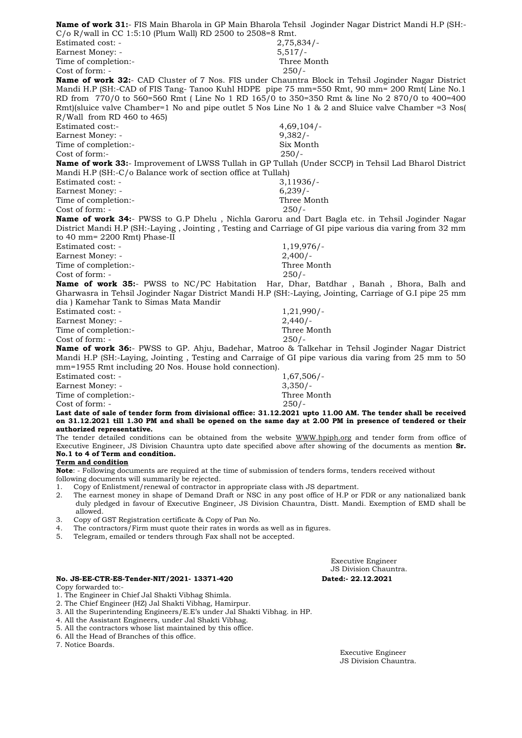**Name of work 31:**- FIS Main Bharola in GP Main Bharola Tehsil Joginder Nagar District Mandi H.P (SH:- C/o R/wall in CC 1:5:10 (Plum Wall) RD 2500 to 2508=8 Rmt.

| | |
|---|---|
| Estimated cost: - | 2,75,834/- |
| Earnest Money: - | 5,517/- |
| Time of completion:- | Three Month |
| Cost of form: - | 250/- |

**Name of work 32:**- CAD Cluster of 7 Nos. FIS under Chauntra Block in Tehsil Joginder Nagar District Mandi H.P (SH:-CAD of FIS Tang- Tanoo Kuhl HDPE pipe 75 mm=550 Rmt, 90 mm= 200 Rmt( Line No.1 RD from 770/0 to 560=560 Rmt ( Line No 1 RD 165/0 to 350=350 Rmt & line No 2 870/0 to 400=400 Rmt)(sluice valve Chamber=1 No and pipe outlet 5 Nos Line No 1 & 2 and Sluice valve Chamber =3 Nos( R/Wall from RD 460 to 465)

| | |
|---|---|
| Estimated cost:- | 4,69,104/- |
| Earnest Money: - | 9,382/- |
| Time of completion:- | Six Month |
| Cost of form:- | 250/- |

**Name of work 33:**- Improvement of LWSS Tullah in GP Tullah (Under SCCP) in Tehsil Lad Bharol District Mandi H.P (SH:-C/o Balance work of section office at Tullah)

| | |
|---|---|
| Estimated cost: - | 3,11936/- |
| Earnest Money: - | 6,239/- |
| Time of completion:- | Three Month |
| Cost of form: - | 250/- |

**Name of work 34:**- PWSS to G.P Dhelu , Nichla Garoru and Dart Bagla etc. in Tehsil Joginder Nagar District Mandi H.P (SH:-Laying , Jointing , Testing and Carriage of GI pipe various dia varing from 32 mm to 40 mm= 2200 Rmt) Phase-II

| | |
|---|---|
| Estimated cost: - | 1,19,976/- |
| Earnest Money: - | 2,400/- |
| Time of completion:- | Three Month |
| Cost of form: - | 250/- |

**Name of work 35:**- PWSS to NC/PC Habitation Har, Dhar, Batdhar , Banah , Bhora, Balh and Gharwasra in Tehsil Joginder Nagar District Mandi H.P (SH:-Laying, Jointing, Carriage of G.I pipe 25 mm dia ) Kamehar Tank to Simas Mata Mandir

| | |
|---|---|
| Estimated cost: - | 1,21,990/- |
| Earnest Money: - | 2,440/- |
| Time of completion:- | Three Month |
| Cost of form: - | 250/- |

**Name of work 36:**- PWSS to GP. Ahju, Badehar, Matroo & Talkehar in Tehsil Joginder Nagar District Mandi H.P (SH:-Laying, Jointing , Testing and Carraige of GI pipe various dia varing from 25 mm to 50 mm=1955 Rmt including 20 Nos. House hold connection).

| | |
|---|---|
| Estimated cost: - | 1,67,506/- |
| Earnest Money: - | 3,350/- |
| Time of completion:- | Three Month |
| Cost of form: - | 250/- |

**Last date of sale of tender form from divisional office: 31.12.2021 upto 11.00 AM. The tender shall be received on 31.12.2021 till 1.30 PM and shall be opened on the same day at 2.00 PM in presence of tendered or their authorized representative.**

The tender detailed conditions can be obtained from the website WWW.hpiph.org and tender form from office of Executive Engineer, JS Division Chauntra upto date specified above after showing of the documents as mention **Sr. No.1 to 4 of Term and condition.**

**Term and condition**

**Note**: - Following documents are required at the time of submission of tenders forms, tenders received without following documents will summarily be rejected.

1. Copy of Enlistment/renewal of contractor in appropriate class with JS department.
2. The earnest money in shape of Demand Draft or NSC in any post office of H.P or FDR or any nationalized bank duly pledged in favour of Executive Engineer, JS Division Chauntra, Distt. Mandi. Exemption of EMD shall be allowed.
3. Copy of GST Registration certificate & Copy of Pan No.
4. The contractors/Firm must quote their rates in words as well as in figures.
5. Telegram, emailed or tenders through Fax shall not be accepted.

Executive Engineer
JS Division Chauntra.

**No. JS-EE-CTR-ES-Tender-NIT/2021- 13371-420** **Dated:- 22.12.2021**

Copy forwarded to:-

1. The Engineer in Chief Jal Shakti Vibhag Shimla.
2. The Chief Engineer (HZ) Jal Shakti Vibhag, Hamirpur.
3. All the Superintending Engineers/E.E's under Jal Shakti Vibhag. in HP.
4. All the Assistant Engineers, under Jal Shakti Vibhag.
5. All the contractors whose list maintained by this office.
6. All the Head of Branches of this office.
7. Notice Boards.

Executive Engineer
JS Division Chauntra.